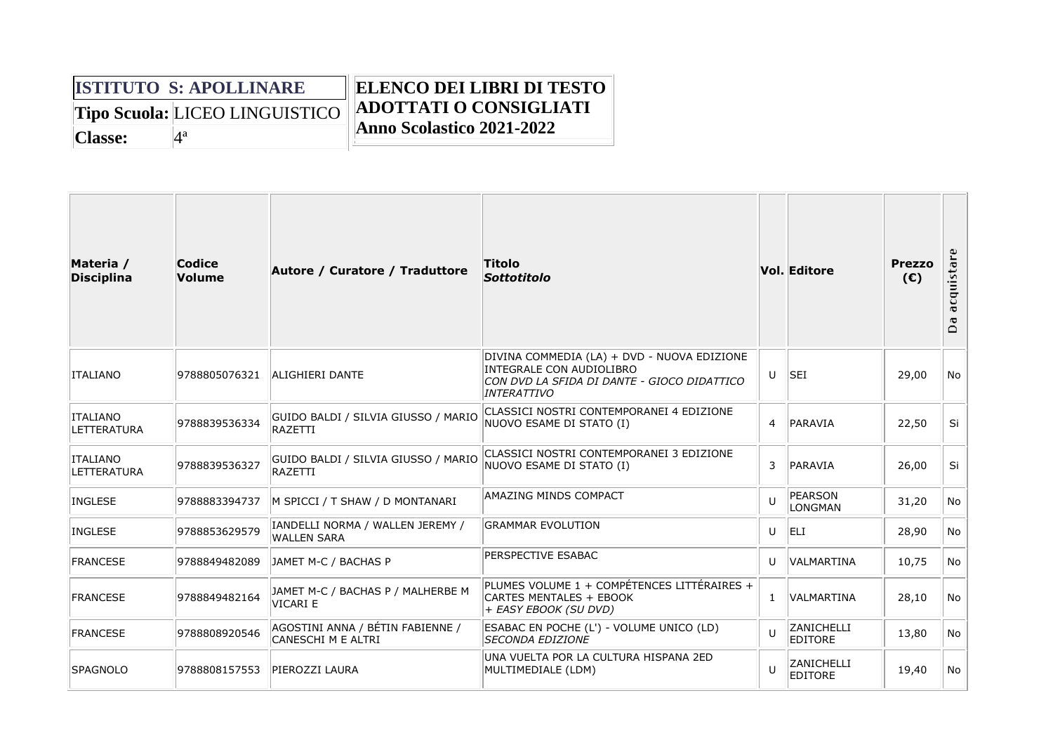| **ISTITUTO S: APOLLINARE** | |
|---|---|
| **Tipo Scuola:** | LICEO LINGUISTICO |
| **Classe:** | 4ª |

**ELENCO DEI LIBRI DI TESTO ADOTTATI O CONSIGLIATI**
**Anno Scolastico 2021-2022**

| Materia / Disciplina | Codice Volume | Autore / Curatore / Traduttore | Titolo *Sottotitolo* | Vol. | Editore | Prezzo (€) | Da acquistare |
|---|---|---|---|---|---|---|---|
| ITALIANO | 9788805076321 | ALIGHIERI DANTE | DIVINA COMMEDIA (LA) + DVD - NUOVA EDIZIONE INTEGRALE CON AUDIOLIBRO *CON DVD LA SFIDA DI DANTE - GIOCO DIDATTICO INTERATTIVO* | U | SEI | 29,00 | No |
| ITALIANO LETTERATURA | 9788839536334 | GUIDO BALDI / SILVIA GIUSSO / MARIO RAZETTI | CLASSICI NOSTRI CONTEMPORANEI 4 EDIZIONE NUOVO ESAME DI STATO (I) | 4 | PARAVIA | 22,50 | Si |
| ITALIANO LETTERATURA | 9788839536327 | GUIDO BALDI / SILVIA GIUSSO / MARIO RAZETTI | CLASSICI NOSTRI CONTEMPORANEI 3 EDIZIONE NUOVO ESAME DI STATO (I) | 3 | PARAVIA | 26,00 | Si |
| INGLESE | 9788883394737 | M SPICCI / T SHAW / D MONTANARI | AMAZING MINDS COMPACT | U | PEARSON LONGMAN | 31,20 | No |
| INGLESE | 9788853629579 | IANDELLI NORMA / WALLEN JEREMY / WALLEN SARA | GRAMMAR EVOLUTION | U | ELI | 28,90 | No |
| FRANCESE | 9788849482089 | JAMET M-C / BACHAS P | PERSPECTIVE ESABAC | U | VALMARTINA | 10,75 | No |
| FRANCESE | 9788849482164 | JAMET M-C / BACHAS P / MALHERBE M VICARI E | PLUMES VOLUME 1 + COMPÉTENCES LITTÉRAIRES + CARTES MENTALES + EBOOK *+ EASY EBOOK (SU DVD)* | 1 | VALMARTINA | 28,10 | No |
| FRANCESE | 9788808920546 | AGOSTINI ANNA / BÉTIN FABIENNE / CANESCHI M E ALTRI | ESABAC EN POCHE (L') - VOLUME UNICO (LD) *SECONDA EDIZIONE* | U | ZANICHELLI EDITORE | 13,80 | No |
| SPAGNOLO | 9788808157553 | PIEROZZI LAURA | UNA VUELTA POR LA CULTURA HISPANA 2ED MULTIMEDIALE (LDM) | U | ZANICHELLI EDITORE | 19,40 | No |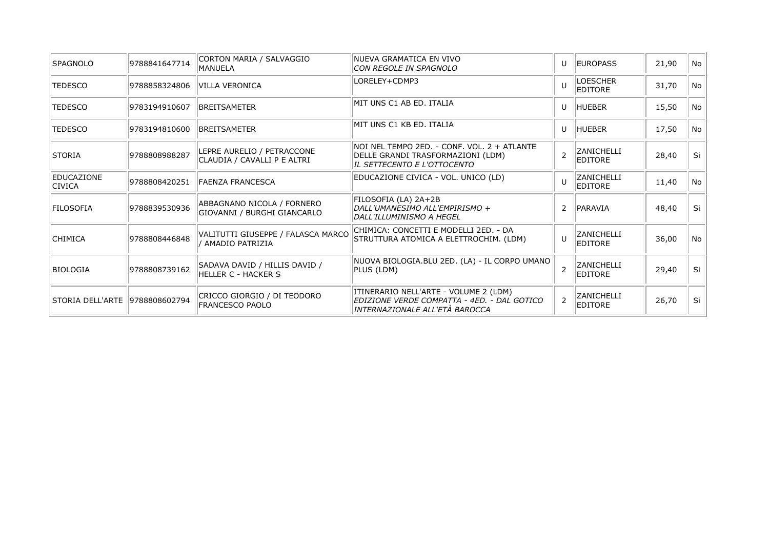| | | | | | | | |
|---|---|---|---|---|---|---|---|
| SPAGNOLO | 9788841647714 | CORTON MARIA / SALVAGGIO MANUELA | NUEVA GRAMATICA EN VIVO *CON REGOLE IN SPAGNOLO* | U | EUROPASS | 21,90 | No |
| TEDESCO | 9788858324806 | VILLA VERONICA | LORELEY+CDMP3 | U | LOESCHER EDITORE | 31,70 | No |
| TEDESCO | 9783194910607 | BREITSAMETER | MIT UNS C1 AB ED. ITALIA | U | HUEBER | 15,50 | No |
| TEDESCO | 9783194810600 | BREITSAMETER | MIT UNS C1 KB ED. ITALIA | U | HUEBER | 17,50 | No |
| STORIA | 9788808988287 | LEPRE AURELIO / PETRACCONE CLAUDIA / CAVALLI P E ALTRI | NOI NEL TEMPO 2ED. - CONF. VOL. 2 + ATLANTE DELLE GRANDI TRASFORMAZIONI (LDM) *IL SETTECENTO E L'OTTOCENTO* | 2 | ZANICHELLI EDITORE | 28,40 | Si |
| EDUCAZIONE CIVICA | 9788808420251 | FAENZA FRANCESCA | EDUCAZIONE CIVICA - VOL. UNICO (LD) | U | ZANICHELLI EDITORE | 11,40 | No |
| FILOSOFIA | 9788839530936 | ABBAGNANO NICOLA / FORNERO GIOVANNI / BURGHI GIANCARLO | FILOSOFIA (LA) 2A+2B *DALL'UMANESIMO ALL'EMPIRISMO + DALL'ILLUMINISMO A HEGEL* | 2 | PARAVIA | 48,40 | Si |
| CHIMICA | 9788808446848 | VALITUTTI GIUSEPPE / FALASCA MARCO / AMADIO PATRIZIA | CHIMICA: CONCETTI E MODELLI 2ED. - DA STRUTTURA ATOMICA A ELETTROCHIM. (LDM) | U | ZANICHELLI EDITORE | 36,00 | No |
| BIOLOGIA | 9788808739162 | SADAVA DAVID / HILLIS DAVID / HELLER C - HACKER S | NUOVA BIOLOGIA.BLU 2ED. (LA) - IL CORPO UMANO PLUS (LDM) | 2 | ZANICHELLI EDITORE | 29,40 | Si |
| STORIA DELL'ARTE | 9788808602794 | CRICCO GIORGIO / DI TEODORO FRANCESCO PAOLO | ITINERARIO NELL'ARTE - VOLUME 2 (LDM) *EDIZIONE VERDE COMPATTA - 4ED. - DAL GOTICO INTERNAZIONALE ALL'ETÀ BAROCCA* | 2 | ZANICHELLI EDITORE | 26,70 | Si |